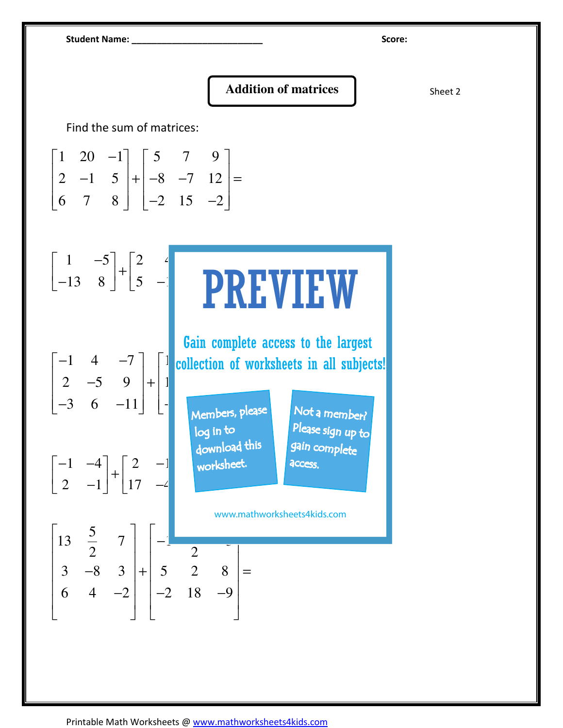**Student Name:** ___________________________ **Score:**

# Addition of matrices

Sheet 2

Find the sum of matrices:

$$\begin{bmatrix} 1 & 20 & -1 \\ 2 & -1 & 5 \\ 6 & 7 & 8 \end{bmatrix} + \begin{bmatrix} 5 & 7 & 9 \\ -8 & -7 & 12 \\ -2 & 15 & -2 \end{bmatrix} =$$

$$\begin{bmatrix} 1 & -5 \\ -13 & 8 \end{bmatrix} + \begin{bmatrix} 2 & 4 \\ 5 & -1 \end{bmatrix}$$

$$\begin{bmatrix} -1 & 4 & -7 \\ 2 & -5 & 9 \\ -3 & 6 & -11 \end{bmatrix} + \begin{bmatrix} 1 \\ 1 \\ - \end{bmatrix}$$

$$\begin{bmatrix} -1 & -4 \\ 2 & -1 \end{bmatrix} + \begin{bmatrix} 2 & -1 \\ 17 & -4 \end{bmatrix}$$

$$\begin{bmatrix} 13 & \frac{5}{2} & 7 \\ 3 & -8 & 3 \\ 6 & 4 & -2 \end{bmatrix} + \begin{bmatrix} -1 & 2 & \\ 5 & 2 & 8 \\ -2 & 18 & -9 \end{bmatrix} =$$

PREVIEW

Gain complete access to the largest collection of worksheets in all subjects!

Members, please log in to download this worksheet.

Not a member? Please sign up to gain complete access.

www.mathworksheets4kids.com

Printable Math Worksheets @ www.mathworksheets4kids.com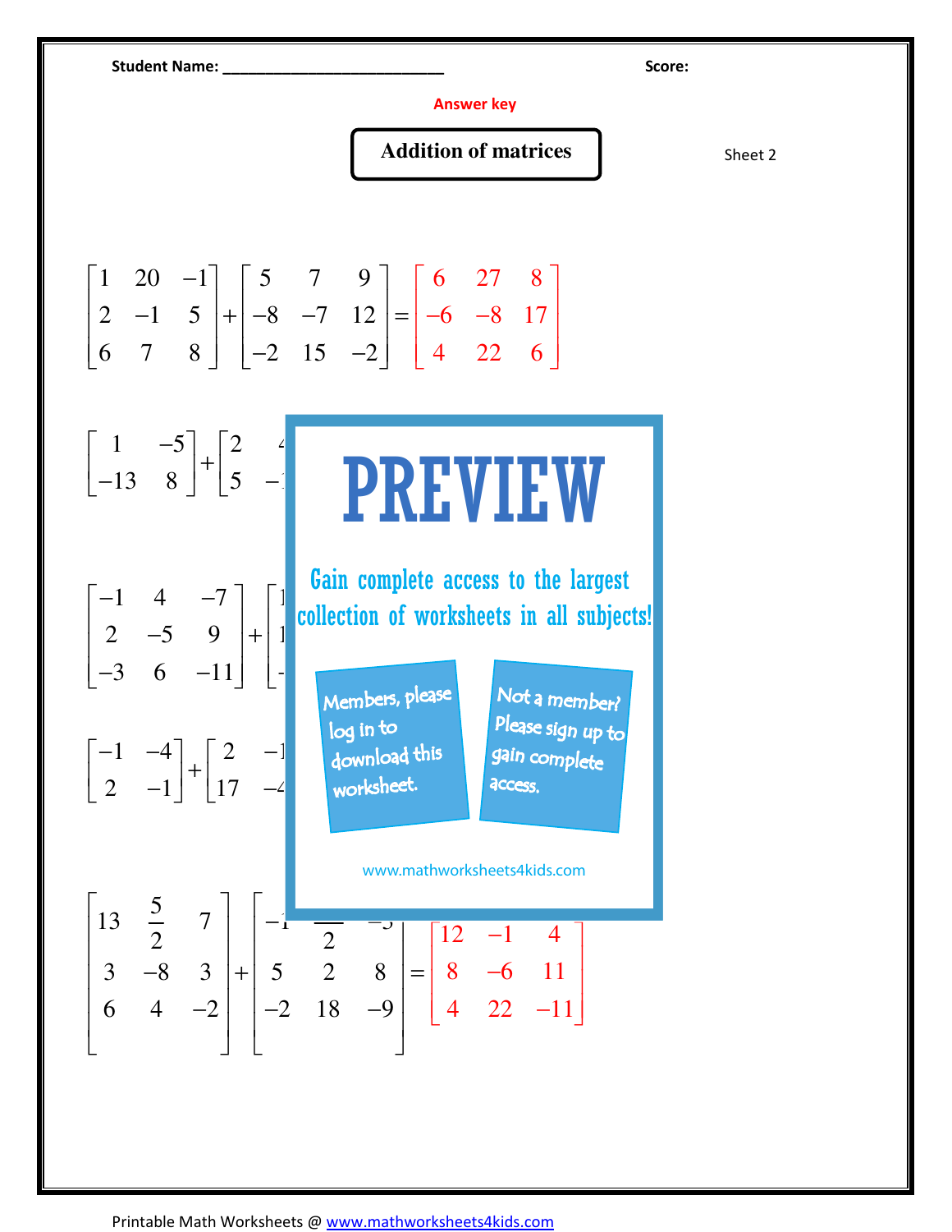Student Name: ___________________________ Score:

**Answer key**

# Addition of matrices

Sheet 2

$$\begin{bmatrix} 1 & 20 & -1 \\ 2 & -1 & 5 \\ 6 & 7 & 8 \end{bmatrix} + \begin{bmatrix} 5 & 7 & 9 \\ -8 & -7 & 12 \\ -2 & 15 & -2 \end{bmatrix} = \begin{bmatrix} 6 & 27 & 8 \\ -6 & -8 & 17 \\ 4 & 22 & 6 \end{bmatrix}$$

$$\begin{bmatrix} 1 & -5 \\ -13 & 8 \end{bmatrix} + \begin{bmatrix} 2 & 4 \\ 5 & -1 \end{bmatrix}$$

$$\begin{bmatrix} -1 & 4 & -7 \\ 2 & -5 & 9 \\ -3 & 6 & -11 \end{bmatrix} + \begin{bmatrix} 1 \\ 1 \\ - \end{bmatrix}$$

$$\begin{bmatrix} -1 & -4 \\ 2 & -1 \end{bmatrix} + \begin{bmatrix} 2 & -1 \\ 17 & -4 \end{bmatrix}$$

PREVIEW

Gain complete access to the largest collection of worksheets in all subjects!

Members, please log in to download this worksheet.

Not a member? Please sign up to gain complete access.

www.mathworksheets4kids.com

$$\begin{bmatrix} 13 & \frac{5}{2} & 7 \\ 3 & -8 & 3 \\ 6 & 4 & -2 \end{bmatrix} + \begin{bmatrix} -1 & \frac{}{2} & -3 \\ 5 & 2 & 8 \\ -2 & 18 & -9 \end{bmatrix} = \begin{bmatrix} 12 & -1 & 4 \\ 8 & -6 & 11 \\ 4 & 22 & -11 \end{bmatrix}$$

Printable Math Worksheets @ www.mathworksheets4kids.com